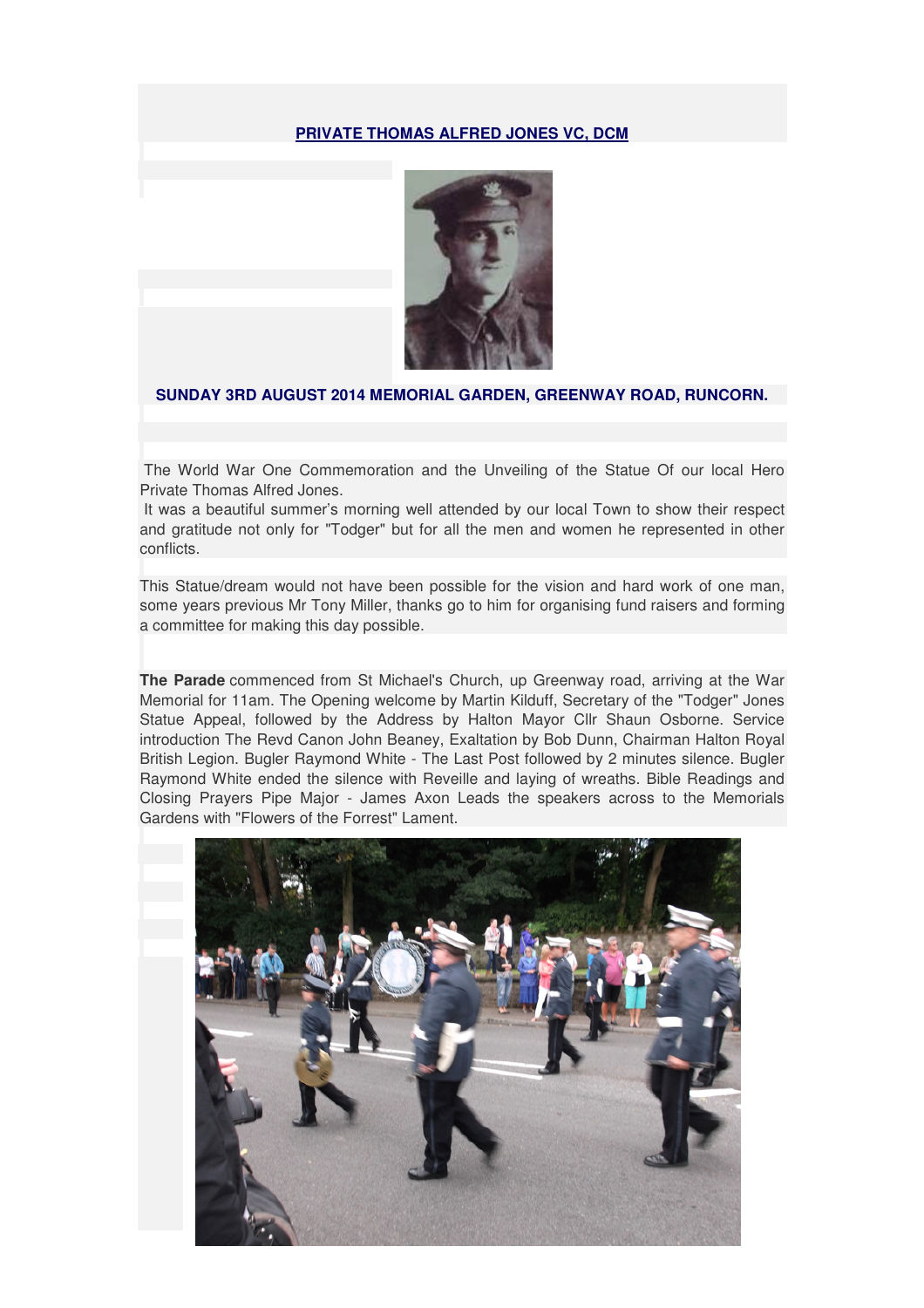# PRIVATE THOMAS ALFRED JONES VC, DCM

## SUNDAY 3RD AUGUST 2014 MEMORIAL GARDEN, GREENWAY ROAD, RUNCORN.

The World War One Commemoration and the Unveiling of the Statue Of our local Hero Private Thomas Alfred Jones.

It was a beautiful summer's morning well attended by our local Town to show their respect and gratitude not only for "Todger" but for all the men and women he represented in other conflicts.

This Statue/dream would not have been possible for the vision and hard work of one man, some years previous Mr Tony Miller, thanks go to him for organising fund raisers and forming a committee for making this day possible.

**The Parade** commenced from St Michael's Church, up Greenway road, arriving at the War Memorial for 11am. The Opening welcome by Martin Kilduff, Secretary of the "Todger" Jones Statue Appeal, followed by the Address by Halton Mayor Cllr Shaun Osborne. Service introduction The Revd Canon John Beaney, Exaltation by Bob Dunn, Chairman Halton Royal British Legion. Bugler Raymond White - The Last Post followed by 2 minutes silence. Bugler Raymond White ended the silence with Reveille and laying of wreaths. Bible Readings and Closing Prayers Pipe Major - James Axon Leads the speakers across to the Memorials Gardens with "Flowers of the Forrest" Lament.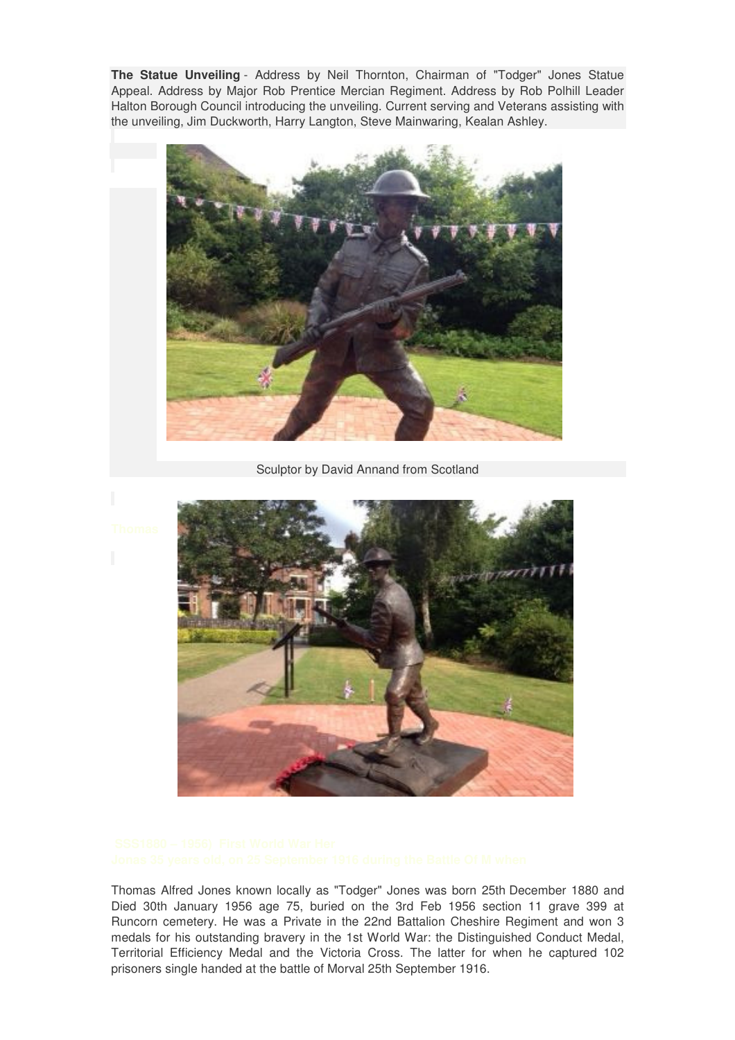**The Statue Unveiling** - Address by Neil Thornton, Chairman of "Todger" Jones Statue Appeal. Address by Major Rob Prentice Mercian Regiment. Address by Rob Polhill Leader Halton Borough Council introducing the unveiling. Current serving and Veterans assisting with the unveiling, Jim Duckworth, Harry Langton, Steve Mainwaring, Kealan Ashley.

Sculptor by David Annand from Scotland

Thomas Alfred Jones known locally as "Todger" Jones was born 25th December 1880 and Died 30th January 1956 age 75, buried on the 3rd Feb 1956 section 11 grave 399 at Runcorn cemetery. He was a Private in the 22nd Battalion Cheshire Regiment and won 3 medals for his outstanding bravery in the 1st World War: the Distinguished Conduct Medal, Territorial Efficiency Medal and the Victoria Cross. The latter for when he captured 102 prisoners single handed at the battle of Morval 25th September 1916.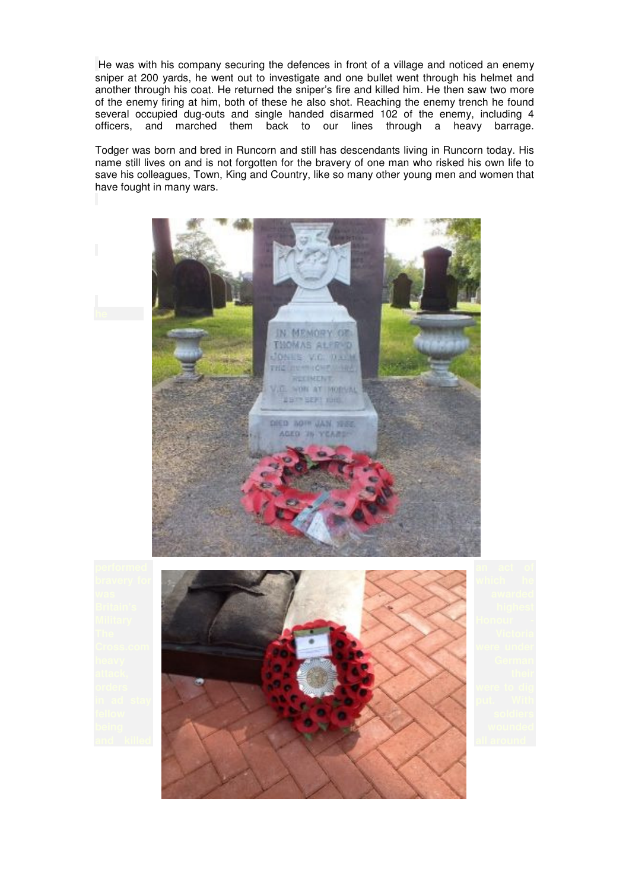He was with his company securing the defences in front of a village and noticed an enemy sniper at 200 yards, he went out to investigate and one bullet went through his helmet and another through his coat. He returned the sniper's fire and killed him. He then saw two more of the enemy firing at him, both of these he also shot. Reaching the enemy trench he found several occupied dug-outs and single handed disarmed 102 of the enemy, including 4 officers, and marched them back to our lines through a heavy barrage.

Todger was born and bred in Runcorn and still has descendants living in Runcorn today. His name still lives on and is not forgotten for the bravery of one man who risked his own life to save his colleagues, Town, King and Country, like so many other young men and women that have fought in many wars.